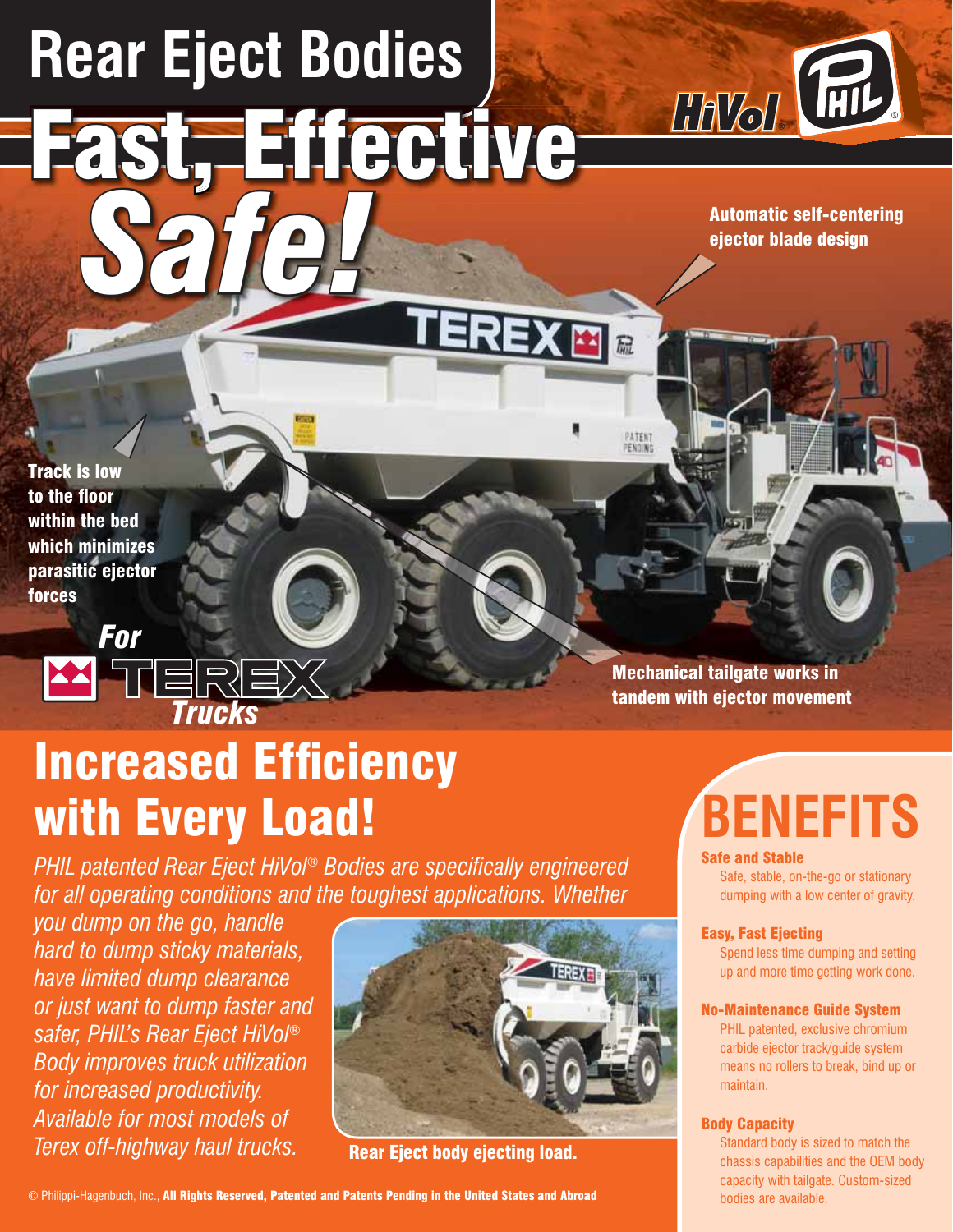# Rear Eject Bodies

# Fast, Effective *Safe!*

HiVol PHIL®

Automatic self-centering ejector blade design

Track is low to the floor within the bed which minimizes parasitic ejector forces

*For* TEREX *Trucks*

Mechanical tailgate works in tandem with ejector movement

## Increased Efficiency with Every Load!

*PHIL patented Rear Eject HiVol® Bodies are specifically engineered for all operating conditions and the toughest applications. Whether you dump on the go, handle hard to dump sticky materials, have limited dump clearance or just want to dump faster and safer, PHIL's Rear Eject HiVol® Body improves truck utilization for increased productivity. Available for most models of Terex off-highway haul trucks.*

**Rear Eject body ejecting load.**

## BENEFITS

**Safe and Stable**
Safe, stable, on-the-go or stationary dumping with a low center of gravity.

**Easy, Fast Ejecting**
Spend less time dumping and setting up and more time getting work done.

**No-Maintenance Guide System**
PHIL patented, exclusive chromium carbide ejector track/guide system means no rollers to break, bind up or maintain.

**Body Capacity**
Standard body is sized to match the chassis capabilities and the OEM body capacity with tailgate. Custom-sized bodies are available.

© Philippi-Hagenbuch, Inc., **All Rights Reserved, Patented and Patents Pending in the United States and Abroad**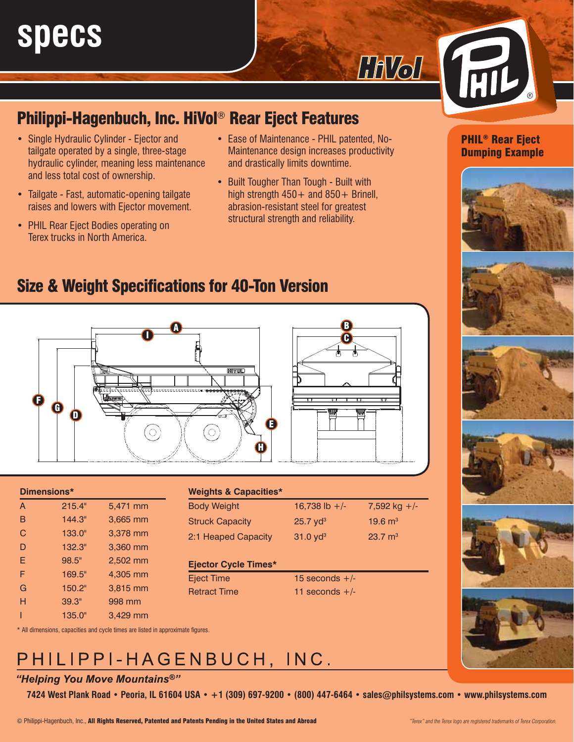# specs

## Philippi-Hagenbuch, Inc. HiVol® Rear Eject Features

- Single Hydraulic Cylinder - Ejector and tailgate operated by a single, three-stage hydraulic cylinder, meaning less maintenance and less total cost of ownership.
- Tailgate - Fast, automatic-opening tailgate raises and lowers with Ejector movement.
- PHIL Rear Eject Bodies operating on Terex trucks in North America.
- Ease of Maintenance - PHIL patented, No-Maintenance design increases productivity and drastically limits downtime.
- Built Tougher Than Tough - Built with high strength 450+ and 850+ Brinell, abrasion-resistant steel for greatest structural strength and reliability.

**PHIL® Rear Eject Dumping Example**

## Size & Weight Specifications for 40-Ton Version

**Dimensions***

| | | |
|---|---|---|
| A | 215.4" | 5,471 mm |
| B | 144.3" | 3,665 mm |
| C | 133.0" | 3,378 mm |
| D | 132.3" | 3,360 mm |
| E | 98.5" | 2,502 mm |
| F | 169.5" | 4,305 mm |
| G | 150.2" | 3,815 mm |
| H | 39.3" | 998 mm |
| I | 135.0" | 3,429 mm |

**Weights & Capacities***

| | | |
|---|---|---|
| Body Weight | 16,738 lb +/- | 7,592 kg +/- |
| Struck Capacity | 25.7 yd³ | 19.6 m³ |
| 2:1 Heaped Capacity | 31.0 yd³ | 23.7 m³ |

**Ejector Cycle Times***

| | |
|---|---|
| Eject Time | 15 seconds +/- |
| Retract Time | 11 seconds +/- |

* All dimensions, capacities and cycle times are listed in approximate figures.

PHILIPPI-HAGENBUCH, INC.

*"Helping You Move Mountains®"*

**7424 West Plank Road • Peoria, IL 61604 USA • +1 (309) 697-9200 • (800) 447-6464 • sales@philsystems.com • www.philsystems.com**

© Philippi-Hagenbuch, Inc., **All Rights Reserved, Patented and Patents Pending in the United States and Abroad**

*"Terex" and the Terex logo are registered trademarks of Terex Corporation.*